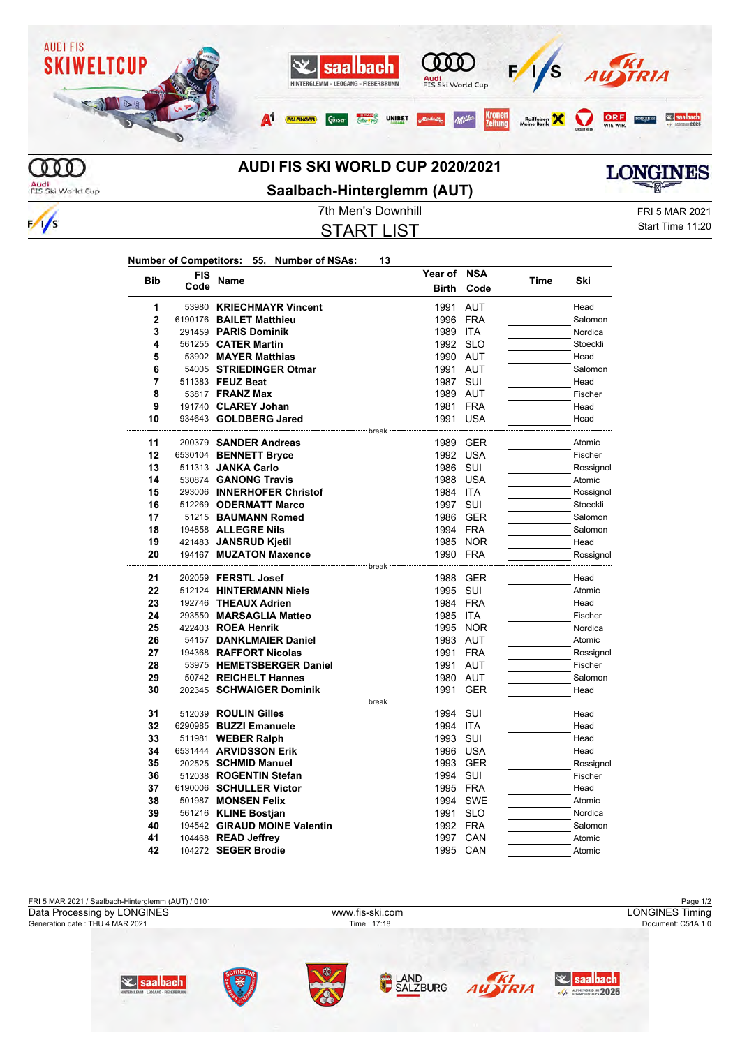# AUDI FIS SKI WORLD CUP 2020/2021

## Saalbach-Hinterglemm (AUT)

7th Men's Downhill

FRI 5 MAR 2021

Start Time 11:20

## START LIST

**Number of Competitors: 55, Number of NSAs: 13**

| Bib | FIS Code | Name | Year of Birth | NSA Code | Time | Ski |
|---|---|---|---|---|---|---|
| 1 | 53980 | **KRIECHMAYR Vincent** | 1991 | AUT | | Head |
| 2 | 6190176 | **BAILET Matthieu** | 1996 | FRA | | Salomon |
| 3 | 291459 | **PARIS Dominik** | 1989 | ITA | | Nordica |
| 4 | 561255 | **CATER Martin** | 1992 | SLO | | Stoeckli |
| 5 | 53902 | **MAYER Matthias** | 1990 | AUT | | Head |
| 6 | 54005 | **STRIEDINGER Otmar** | 1991 | AUT | | Salomon |
| 7 | 511383 | **FEUZ Beat** | 1987 | SUI | | Head |
| 8 | 53817 | **FRANZ Max** | 1989 | AUT | | Fischer |
| 9 | 191740 | **CLAREY Johan** | 1981 | FRA | | Head |
| 10 | 934643 | **GOLDBERG Jared** | 1991 | USA | | Head |
| | | break | | | | |
| 11 | 200379 | **SANDER Andreas** | 1989 | GER | | Atomic |
| 12 | 6530104 | **BENNETT Bryce** | 1992 | USA | | Fischer |
| 13 | 511313 | **JANKA Carlo** | 1986 | SUI | | Rossignol |
| 14 | 530874 | **GANONG Travis** | 1988 | USA | | Atomic |
| 15 | 293006 | **INNERHOFER Christof** | 1984 | ITA | | Rossignol |
| 16 | 512269 | **ODERMATT Marco** | 1997 | SUI | | Stoeckli |
| 17 | 51215 | **BAUMANN Romed** | 1986 | GER | | Salomon |
| 18 | 194858 | **ALLEGRE Nils** | 1994 | FRA | | Salomon |
| 19 | 421483 | **JANSRUD Kjetil** | 1985 | NOR | | Head |
| 20 | 194167 | **MUZATON Maxence** | 1990 | FRA | | Rossignol |
| | | break | | | | |
| 21 | 202059 | **FERSTL Josef** | 1988 | GER | | Head |
| 22 | 512124 | **HINTERMANN Niels** | 1995 | SUI | | Atomic |
| 23 | 192746 | **THEAUX Adrien** | 1984 | FRA | | Head |
| 24 | 293550 | **MARSAGLIA Matteo** | 1985 | ITA | | Fischer |
| 25 | 422403 | **ROEA Henrik** | 1995 | NOR | | Nordica |
| 26 | 54157 | **DANKLMAIER Daniel** | 1993 | AUT | | Atomic |
| 27 | 194368 | **RAFFORT Nicolas** | 1991 | FRA | | Rossignol |
| 28 | 53975 | **HEMETSBERGER Daniel** | 1991 | AUT | | Fischer |
| 29 | 50742 | **REICHELT Hannes** | 1980 | AUT | | Salomon |
| 30 | 202345 | **SCHWAIGER Dominik** | 1991 | GER | | Head |
| | | break | | | | |
| 31 | 512039 | **ROULIN Gilles** | 1994 | SUI | | Head |
| 32 | 6290985 | **BUZZI Emanuele** | 1994 | ITA | | Head |
| 33 | 511981 | **WEBER Ralph** | 1993 | SUI | | Head |
| 34 | 6531444 | **ARVIDSSON Erik** | 1996 | USA | | Head |
| 35 | 202525 | **SCHMID Manuel** | 1993 | GER | | Rossignol |
| 36 | 512038 | **ROGENTIN Stefan** | 1994 | SUI | | Fischer |
| 37 | 6190006 | **SCHULLER Victor** | 1995 | FRA | | Head |
| 38 | 501987 | **MONSEN Felix** | 1994 | SWE | | Atomic |
| 39 | 561216 | **KLINE Bostjan** | 1991 | SLO | | Nordica |
| 40 | 194542 | **GIRAUD MOINE Valentin** | 1992 | FRA | | Salomon |
| 41 | 104468 | **READ Jeffrey** | 1997 | CAN | | Atomic |
| 42 | 104272 | **SEGER Brodie** | 1995 | CAN | | Atomic |

FRI 5 MAR 2021 / Saalbach-Hinterglemm (AUT) / 0101

Data Processing by LONGINES | www.fis-ski.com | LONGINES Timing

Generation date : THU 4 MAR 2021 | Time : 17:18 | Document: C51A 1.0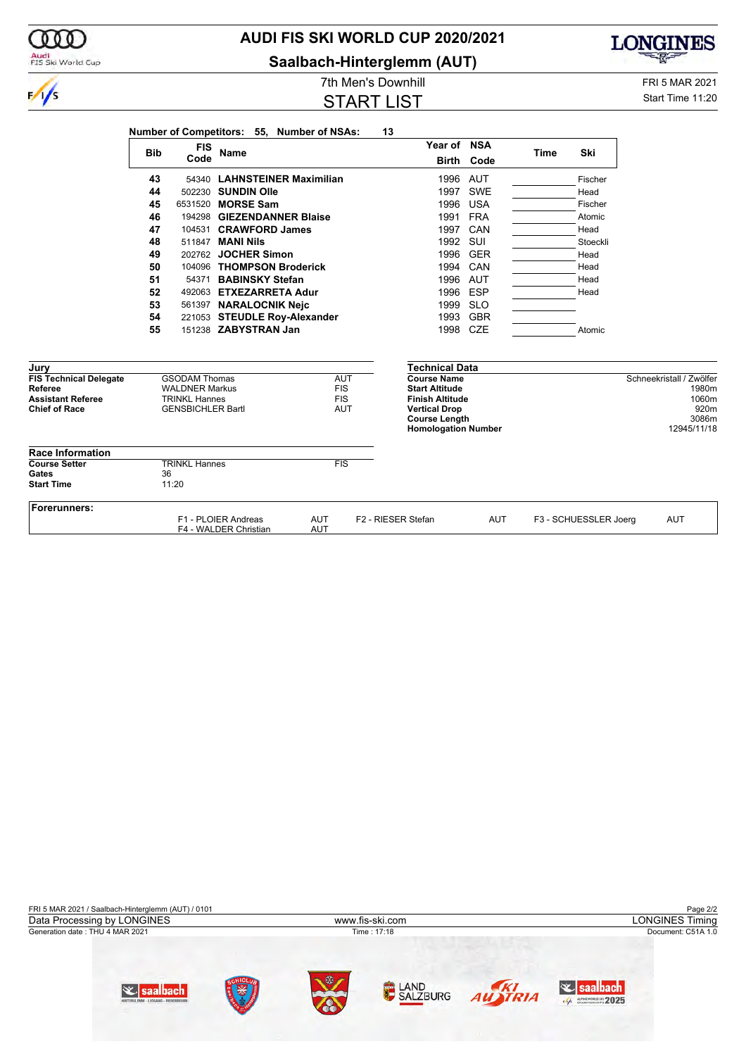# AUDI FIS SKI WORLD CUP 2020/2021

## Saalbach-Hinterglemm (AUT)

7th Men's Downhill

FRI 5 MAR 2021

START LIST

Start Time 11:20

**Number of Competitors: 55, Number of NSAs: 13**

| Bib | FIS Code | Name | Year of Birth | NSA Code | Time | Ski |
|---|---|---|---|---|---|---|
| 43 | 54340 | **LAHNSTEINER Maximilian** | 1996 | AUT | | Fischer |
| 44 | 502230 | **SUNDIN Olle** | 1997 | SWE | | Head |
| 45 | 6531520 | **MORSE Sam** | 1996 | USA | | Fischer |
| 46 | 194298 | **GIEZENDANNER Blaise** | 1991 | FRA | | Atomic |
| 47 | 104531 | **CRAWFORD James** | 1997 | CAN | | Head |
| 48 | 511847 | **MANI Nils** | 1992 | SUI | | Stoeckli |
| 49 | 202762 | **JOCHER Simon** | 1996 | GER | | Head |
| 50 | 104096 | **THOMPSON Broderick** | 1994 | CAN | | Head |
| 51 | 54371 | **BABINSKY Stefan** | 1996 | AUT | | Head |
| 52 | 492063 | **ETXEZARRETA Adur** | 1996 | ESP | | Head |
| 53 | 561397 | **NARALOCNIK Nejc** | 1999 | SLO | | |
| 54 | 221053 | **STEUDLE Roy-Alexander** | 1993 | GBR | | |
| 55 | 151238 | **ZABYSTRAN Jan** | 1998 | CZE | | Atomic |

### Jury

| | | |
|---|---|---|
| **FIS Technical Delegate** | GSODAM Thomas | AUT |
| **Referee** | WALDNER Markus | FIS |
| **Assistant Referee** | TRINKL Hannes | FIS |
| **Chief of Race** | GENSBICHLER Bartl | AUT |

### Technical Data

| | |
|---|---|
| **Course Name** | Schneekristall / Zwölfer |
| **Start Altitude** | 1980m |
| **Finish Altitude** | 1060m |
| **Vertical Drop** | 920m |
| **Course Length** | 3086m |
| **Homologation Number** | 12945/11/18 |

### Race Information

| | | |
|---|---|---|
| **Course Setter** | TRINKL Hannes | FIS |
| **Gates** | 36 | |
| **Start Time** | 11:20 | |

### Forerunners:

| | | | | | |
|---|---|---|---|---|---|
| F1 - PLOIER Andreas | AUT | F2 - RIESER Stefan | AUT | F3 - SCHUESSLER Joerg | AUT |
| F4 - WALDER Christian | AUT | | | | |

FRI 5 MAR 2021 / Saalbach-Hinterglemm (AUT) / 0101

Data Processing by LONGINES — www.fis-ski.com — LONGINES Timing

Generation date : THU 4 MAR 2021 — Time : 17:18 — Document: C51A 1.0